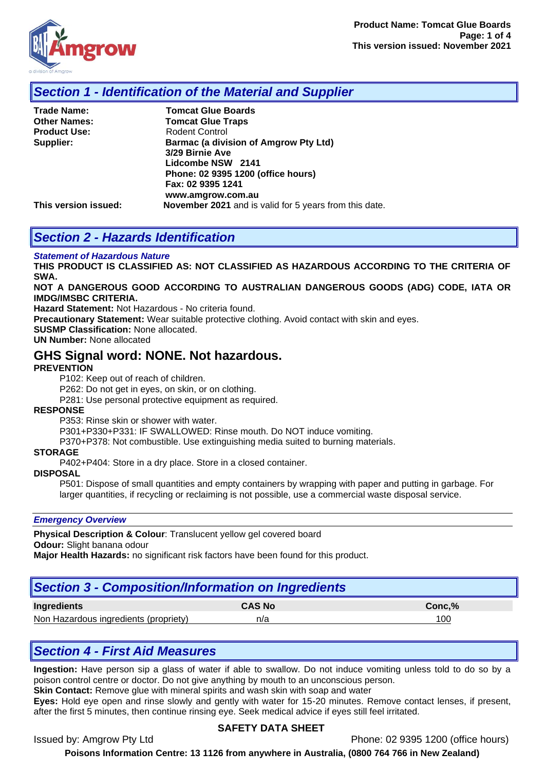## Section 1 - Identification of the Material and Supplier

**Trade Name:** **Tomcat Glue Boards**
**Other Names:** **Tomcat Glue Traps**
**Product Use:** Rodent Control
**Supplier:** **Barmac (a division of Amgrow Pty Ltd)**
**3/29 Birnie Ave**
**Lidcombe NSW 2141**
**Phone: 02 9395 1200 (office hours)**
**Fax: 02 9395 1241**
**www.amgrow.com.au**
**This version issued:** **November 2021** and is valid for 5 years from this date.

## Section 2 - Hazards Identification

***Statement of Hazardous Nature***

**THIS PRODUCT IS CLASSIFIED AS: NOT CLASSIFIED AS HAZARDOUS ACCORDING TO THE CRITERIA OF SWA.**

**NOT A DANGEROUS GOOD ACCORDING TO AUSTRALIAN DANGEROUS GOODS (ADG) CODE, IATA OR IMDG/IMSBC CRITERIA.**

**Hazard Statement:** Not Hazardous - No criteria found.
**Precautionary Statement:** Wear suitable protective clothing. Avoid contact with skin and eyes.
**SUSMP Classification:** None allocated.
**UN Number:** None allocated

### GHS Signal word: NONE. Not hazardous.

**PREVENTION**

P102: Keep out of reach of children.
P262: Do not get in eyes, on skin, or on clothing.
P281: Use personal protective equipment as required.

**RESPONSE**

P353: Rinse skin or shower with water.
P301+P330+P331: IF SWALLOWED: Rinse mouth. Do NOT induce vomiting.
P370+P378: Not combustible. Use extinguishing media suited to burning materials.

**STORAGE**

P402+P404: Store in a dry place. Store in a closed container.

**DISPOSAL**

P501: Dispose of small quantities and empty containers by wrapping with paper and putting in garbage. For larger quantities, if recycling or reclaiming is not possible, use a commercial waste disposal service.

***Emergency Overview***

**Physical Description & Colour**: Translucent yellow gel covered board
**Odour:** Slight banana odour
**Major Health Hazards:** no significant risk factors have been found for this product.

## Section 3 - Composition/Information on Ingredients

| Ingredients | CAS No | Conc,% |
|---|---|---|
| Non Hazardous ingredients (propriety) | n/a | 100 |

## Section 4 - First Aid Measures

**Ingestion:** Have person sip a glass of water if able to swallow. Do not induce vomiting unless told to do so by a poison control centre or doctor. Do not give anything by mouth to an unconscious person.
**Skin Contact:** Remove glue with mineral spirits and wash skin with soap and water
**Eyes:** Hold eye open and rinse slowly and gently with water for 15-20 minutes. Remove contact lenses, if present, after the first 5 minutes, then continue rinsing eye. Seek medical advice if eyes still feel irritated.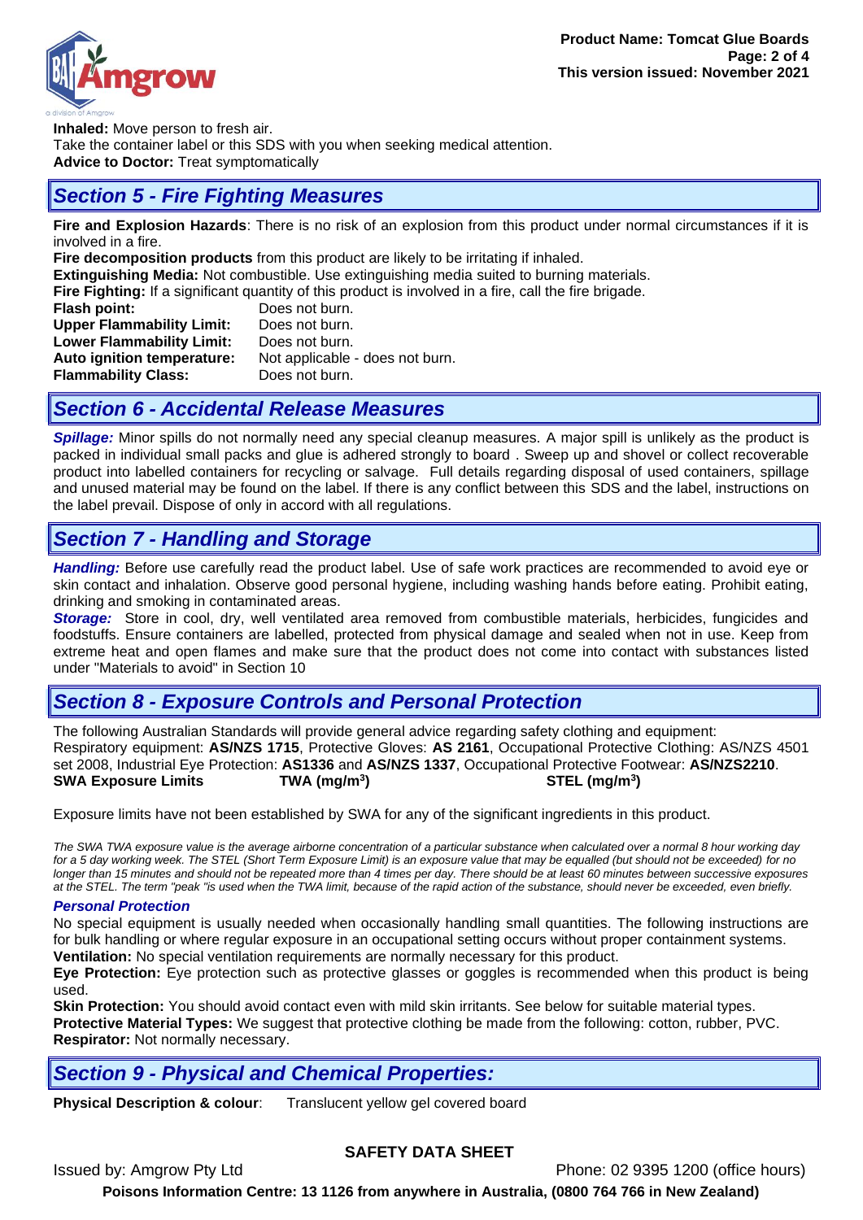**Inhaled:** Move person to fresh air.
Take the container label or this SDS with you when seeking medical attention.
**Advice to Doctor:** Treat symptomatically

## *Section 5 - Fire Fighting Measures*

**Fire and Explosion Hazards**: There is no risk of an explosion from this product under normal circumstances if it is involved in a fire.
**Fire decomposition products** from this product are likely to be irritating if inhaled.
**Extinguishing Media:** Not combustible. Use extinguishing media suited to burning materials.
**Fire Fighting:** If a significant quantity of this product is involved in a fire, call the fire brigade.

| | |
|---|---|
| **Flash point:** | Does not burn. |
| **Upper Flammability Limit:** | Does not burn. |
| **Lower Flammability Limit:** | Does not burn. |
| **Auto ignition temperature:** | Not applicable - does not burn. |
| **Flammability Class:** | Does not burn. |

## *Section 6 - Accidental Release Measures*

***Spillage:*** Minor spills do not normally need any special cleanup measures. A major spill is unlikely as the product is packed in individual small packs and glue is adhered strongly to board . Sweep up and shovel or collect recoverable product into labelled containers for recycling or salvage. Full details regarding disposal of used containers, spillage and unused material may be found on the label. If there is any conflict between this SDS and the label, instructions on the label prevail. Dispose of only in accord with all regulations.

## *Section 7 - Handling and Storage*

***Handling:*** Before use carefully read the product label. Use of safe work practices are recommended to avoid eye or skin contact and inhalation. Observe good personal hygiene, including washing hands before eating. Prohibit eating, drinking and smoking in contaminated areas.
***Storage:*** Store in cool, dry, well ventilated area removed from combustible materials, herbicides, fungicides and foodstuffs. Ensure containers are labelled, protected from physical damage and sealed when not in use. Keep from extreme heat and open flames and make sure that the product does not come into contact with substances listed under "Materials to avoid" in Section 10

## *Section 8 - Exposure Controls and Personal Protection*

The following Australian Standards will provide general advice regarding safety clothing and equipment:
Respiratory equipment: **AS/NZS 1715**, Protective Gloves: **AS 2161**, Occupational Protective Clothing: AS/NZS 4501 set 2008, Industrial Eye Protection: **AS1336** and **AS/NZS 1337**, Occupational Protective Footwear: **AS/NZS2210**.

| **SWA Exposure Limits** | **TWA (mg/m$^3$)** | **STEL (mg/m$^3$)** |
|---|---|---|

Exposure limits have not been established by SWA for any of the significant ingredients in this product.

*The SWA TWA exposure value is the average airborne concentration of a particular substance when calculated over a normal 8 hour working day for a 5 day working week. The STEL (Short Term Exposure Limit) is an exposure value that may be equalled (but should not be exceeded) for no longer than 15 minutes and should not be repeated more than 4 times per day. There should be at least 60 minutes between successive exposures at the STEL. The term "peak "is used when the TWA limit, because of the rapid action of the substance, should never be exceeded, even briefly.*

***Personal Protection***

No special equipment is usually needed when occasionally handling small quantities. The following instructions are for bulk handling or where regular exposure in an occupational setting occurs without proper containment systems.
**Ventilation:** No special ventilation requirements are normally necessary for this product.
**Eye Protection:** Eye protection such as protective glasses or goggles is recommended when this product is being used.
**Skin Protection:** You should avoid contact even with mild skin irritants. See below for suitable material types.
**Protective Material Types:** We suggest that protective clothing be made from the following: cotton, rubber, PVC.
**Respirator:** Not normally necessary.

## *Section 9 - Physical and Chemical Properties:*

**Physical Description & colour**: Translucent yellow gel covered board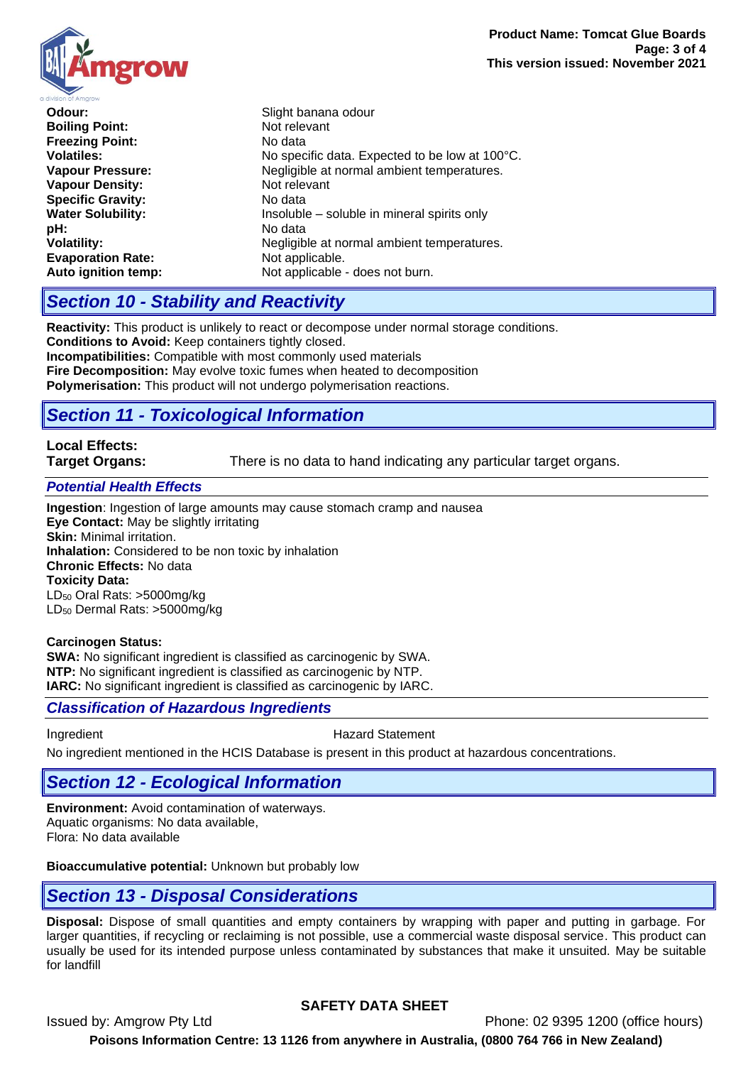| | |
|---|---|
| **Odour:** | Slight banana odour |
| **Boiling Point:** | Not relevant |
| **Freezing Point:** | No data |
| **Volatiles:** | No specific data. Expected to be low at 100°C. |
| **Vapour Pressure:** | Negligible at normal ambient temperatures. |
| **Vapour Density:** | Not relevant |
| **Specific Gravity:** | No data |
| **Water Solubility:** | Insoluble – soluble in mineral spirits only |
| **pH:** | No data |
| **Volatility:** | Negligible at normal ambient temperatures. |
| **Evaporation Rate:** | Not applicable. |
| **Auto ignition temp:** | Not applicable - does not burn. |

## *Section 10 - Stability and Reactivity*

**Reactivity:** This product is unlikely to react or decompose under normal storage conditions.
**Conditions to Avoid:** Keep containers tightly closed.
**Incompatibilities:** Compatible with most commonly used materials
**Fire Decomposition:** May evolve toxic fumes when heated to decomposition
**Polymerisation:** This product will not undergo polymerisation reactions.

## *Section 11 - Toxicological Information*

**Local Effects:**
**Target Organs:** There is no data to hand indicating any particular target organs.

### *Potential Health Effects*

**Ingestion**: Ingestion of large amounts may cause stomach cramp and nausea
**Eye Contact:** May be slightly irritating
**Skin:** Minimal irritation.
**Inhalation:** Considered to be non toxic by inhalation
**Chronic Effects:** No data
**Toxicity Data:**
$LD_{50}$ Oral Rats: >5000mg/kg
$LD_{50}$ Dermal Rats: >5000mg/kg

**Carcinogen Status:**
**SWA:** No significant ingredient is classified as carcinogenic by SWA.
**NTP:** No significant ingredient is classified as carcinogenic by NTP.
**IARC:** No significant ingredient is classified as carcinogenic by IARC.

### *Classification of Hazardous Ingredients*

| Ingredient | Hazard Statement |
|---|---|

No ingredient mentioned in the HCIS Database is present in this product at hazardous concentrations.

## *Section 12 - Ecological Information*

**Environment:** Avoid contamination of waterways.
Aquatic organisms: No data available,
Flora: No data available

**Bioaccumulative potential:** Unknown but probably low

## *Section 13 - Disposal Considerations*

**Disposal:** Dispose of small quantities and empty containers by wrapping with paper and putting in garbage. For larger quantities, if recycling or reclaiming is not possible, use a commercial waste disposal service. This product can usually be used for its intended purpose unless contaminated by substances that make it unsuited. May be suitable for landfill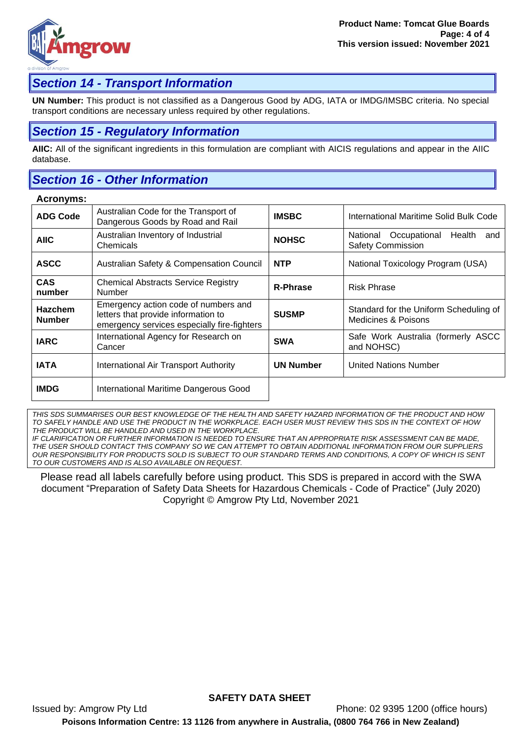## Section 14 - Transport Information

**UN Number:** This product is not classified as a Dangerous Good by ADG, IATA or IMDG/IMSBC criteria. No special transport conditions are necessary unless required by other regulations.

## Section 15 - Regulatory Information

**AIIC:** All of the significant ingredients in this formulation are compliant with AICIS regulations and appear in the AIIC database.

## Section 16 - Other Information

**Acronyms:**

| | | | |
|---|---|---|---|
| **ADG Code** | Australian Code for the Transport of Dangerous Goods by Road and Rail | **IMSBC** | International Maritime Solid Bulk Code |
| **AIIC** | Australian Inventory of Industrial Chemicals | **NOHSC** | National Occupational Health and Safety Commission |
| **ASCC** | Australian Safety & Compensation Council | **NTP** | National Toxicology Program (USA) |
| **CAS number** | Chemical Abstracts Service Registry Number | **R-Phrase** | Risk Phrase |
| **Hazchem Number** | Emergency action code of numbers and letters that provide information to emergency services especially fire-fighters | **SUSMP** | Standard for the Uniform Scheduling of Medicines & Poisons |
| **IARC** | International Agency for Research on Cancer | **SWA** | Safe Work Australia (formerly ASCC and NOHSC) |
| **IATA** | International Air Transport Authority | **UN Number** | United Nations Number |
| **IMDG** | International Maritime Dangerous Good | | |

*THIS SDS SUMMARISES OUR BEST KNOWLEDGE OF THE HEALTH AND SAFETY HAZARD INFORMATION OF THE PRODUCT AND HOW TO SAFELY HANDLE AND USE THE PRODUCT IN THE WORKPLACE. EACH USER MUST REVIEW THIS SDS IN THE CONTEXT OF HOW THE PRODUCT WILL BE HANDLED AND USED IN THE WORKPLACE.*
*IF CLARIFICATION OR FURTHER INFORMATION IS NEEDED TO ENSURE THAT AN APPROPRIATE RISK ASSESSMENT CAN BE MADE, THE USER SHOULD CONTACT THIS COMPANY SO WE CAN ATTEMPT TO OBTAIN ADDITIONAL INFORMATION FROM OUR SUPPLIERS OUR RESPONSIBILITY FOR PRODUCTS SOLD IS SUBJECT TO OUR STANDARD TERMS AND CONDITIONS, A COPY OF WHICH IS SENT TO OUR CUSTOMERS AND IS ALSO AVAILABLE ON REQUEST.*

Please read all labels carefully before using product. This SDS is prepared in accord with the SWA document "Preparation of Safety Data Sheets for Hazardous Chemicals - Code of Practice" (July 2020)
Copyright © Amgrow Pty Ltd, November 2021